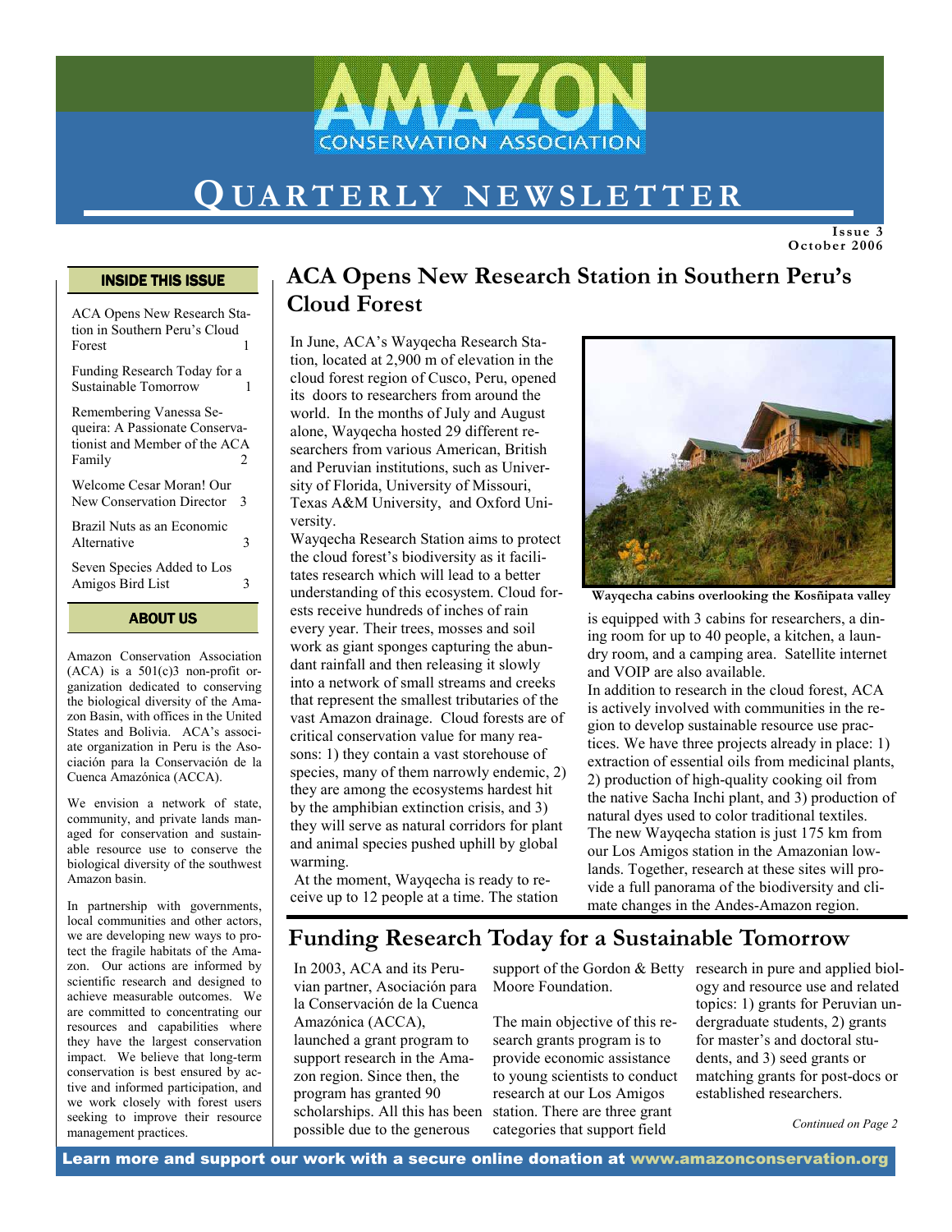# AMAZON CONSERVATION ASSOCIATION

# QUARTERLY NEWSLETTER

Issue 3
October 2006

## INSIDE THIS ISSUE

- ACA Opens New Research Station in Southern Peru's Cloud Forest — 1
- Funding Research Today for a Sustainable Tomorrow — 1
- Remembering Vanessa Sequeira: A Passionate Conservationist and Member of the ACA Family — 2
- Welcome Cesar Moran! Our New Conservation Director — 3
- Brazil Nuts as an Economic Alternative — 3
- Seven Species Added to Los Amigos Bird List — 3

## ABOUT US

Amazon Conservation Association (ACA) is a 501(c)3 non-profit organization dedicated to conserving the biological diversity of the Amazon Basin, with offices in the United States and Bolivia. ACA's associate organization in Peru is the Asociación para la Conservación de la Cuenca Amazónica (ACCA).

We envision a network of state, community, and private lands managed for conservation and sustainable resource use to conserve the biological diversity of the southwest Amazon basin.

In partnership with governments, local communities and other actors, we are developing new ways to protect the fragile habitats of the Amazon. Our actions are informed by scientific research and designed to achieve measurable outcomes. We are committed to concentrating our resources and capabilities where they have the largest conservation impact. We believe that long-term conservation is best ensured by active and informed participation, and we work closely with forest users seeking to improve their resource management practices.

## ACA Opens New Research Station in Southern Peru's Cloud Forest

In June, ACA's Wayqecha Research Station, located at 2,900 m of elevation in the cloud forest region of Cusco, Peru, opened its doors to researchers from around the world. In the months of July and August alone, Wayqecha hosted 29 different researchers from various American, British and Peruvian institutions, such as University of Florida, University of Missouri, Texas A&M University, and Oxford University.

Wayqecha Research Station aims to protect the cloud forest's biodiversity as it facilitates research which will lead to a better understanding of this ecosystem. Cloud forests receive hundreds of inches of rain every year. Their trees, mosses and soil work as giant sponges capturing the abundant rainfall and then releasing it slowly into a network of small streams and creeks that represent the smallest tributaries of the vast Amazon drainage. Cloud forests are of critical conservation value for many reasons: 1) they contain a vast storehouse of species, many of them narrowly endemic, 2) they are among the ecosystems hardest hit by the amphibian extinction crisis, and 3) they will serve as natural corridors for plant and animal species pushed uphill by global warming.

At the moment, Wayqecha is ready to receive up to 12 people at a time. The station is equipped with 3 cabins for researchers, a dining room for up to 40 people, a kitchen, a laundry room, and a camping area. Satellite internet and VOIP are also available.

Wayqecha cabins overlooking the Kosñipata valley

In addition to research in the cloud forest, ACA is actively involved with communities in the region to develop sustainable resource use practices. We have three projects already in place: 1) extraction of essential oils from medicinal plants, 2) production of high-quality cooking oil from the native Sacha Inchi plant, and 3) production of natural dyes used to color traditional textiles.

The new Wayqecha station is just 175 km from our Los Amigos station in the Amazonian lowlands. Together, research at these sites will provide a full panorama of the biodiversity and climate changes in the Andes-Amazon region.

## Funding Research Today for a Sustainable Tomorrow

In 2003, ACA and its Peruvian partner, Asociación para la Conservación de la Cuenca Amazónica (ACCA), launched a grant program to support research in the Amazon region. Since then, the program has granted 90 scholarships. All this has been possible due to the generous support of the Gordon & Betty Moore Foundation.

The main objective of this research grants program is to provide economic assistance to young scientists to conduct research at our Los Amigos station. There are three grant categories that support field research in pure and applied biology and resource use and related topics: 1) grants for Peruvian undergraduate students, 2) grants for master's and doctoral students, and 3) seed grants or matching grants for post-docs or established researchers.

*Continued on Page 2*

**Learn more and support our work with a secure online donation at www.amazonconservation.org**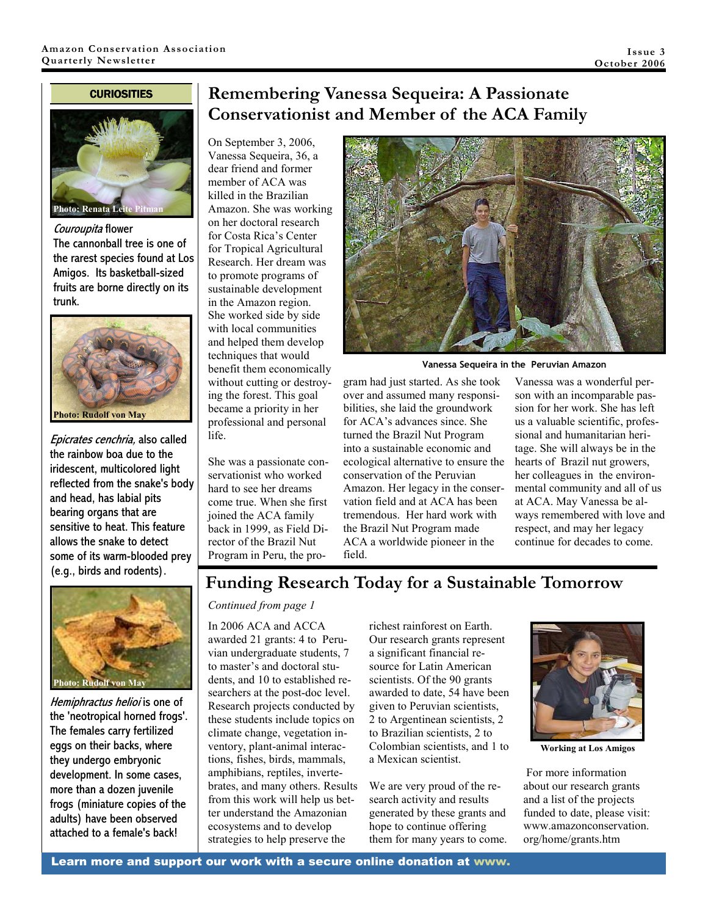## CURIOSITIES

Photo: Renata Leite Pitman

*Couroupita* flower
The cannonball tree is one of the rarest species found at Los Amigos. Its basketball-sized fruits are borne directly on its trunk.

Photo: Rudolf von May

*Epicrates cenchria,* also called the rainbow boa due to the iridescent, multicolored light reflected from the snake's body and head, has labial pits bearing organs that are sensitive to heat. This feature allows the snake to detect some of its warm-blooded prey (e.g., birds and rodents).

Photo: Rudolf von May

*Hemiphractus helioi* is one of the 'neotropical horned frogs'. The females carry fertilized eggs on their backs, where they undergo embryonic development. In some cases, more than a dozen juvenile frogs (miniature copies of the adults) have been observed attached to a female's back!

# Remembering Vanessa Sequeira: A Passionate Conservationist and Member of the ACA Family

On September 3, 2006, Vanessa Sequeira, 36, a dear friend and former member of ACA was killed in the Brazilian Amazon. She was working on her doctoral research for Costa Rica's Center for Tropical Agricultural Research. Her dream was to promote programs of sustainable development in the Amazon region. She worked side by side with local communities and helped them develop techniques that would benefit them economically without cutting or destroying the forest. This goal became a priority in her professional and personal life.

Vanessa Sequeira in the Peruvian Amazon

She was a passionate conservationist who worked hard to see her dreams come true. When she first joined the ACA family back in 1999, as Field Director of the Brazil Nut Program in Peru, the program had just started. As she took over and assumed many responsibilities, she laid the groundwork for ACA's advances since. She turned the Brazil Nut Program into a sustainable economic and ecological alternative to ensure the conservation of the Peruvian Amazon. Her legacy in the conservation field and at ACA has been tremendous. Her hard work with the Brazil Nut Program made ACA a worldwide pioneer in the field.

Vanessa was a wonderful person with an incomparable passion for her work. She has left us a valuable scientific, professional and humanitarian heritage. She will always be in the hearts of Brazil nut growers, her colleagues in the environmental community and all of us at ACA. May Vanessa be always remembered with love and respect, and may her legacy continue for decades to come.

# Funding Research Today for a Sustainable Tomorrow

*Continued from page 1*

In 2006 ACA and ACCA awarded 21 grants: 4 to Peruvian undergraduate students, 7 to master's and doctoral students, and 10 to established researchers at the post-doc level. Research projects conducted by these students include topics on climate change, vegetation inventory, plant-animal interactions, fishes, birds, mammals, amphibians, reptiles, invertebrates, and many others. Results from this work will help us better understand the Amazonian ecosystems and to develop strategies to help preserve the richest rainforest on Earth. Our research grants represent a significant financial resource for Latin American scientists. Of the 90 grants awarded to date, 54 have been given to Peruvian scientists, 2 to Argentinean scientists, 2 to Brazilian scientists, 2 to Colombian scientists, and 1 to a Mexican scientist.

We are very proud of the research activity and results generated by these grants and hope to continue offering them for many years to come.

Working at Los Amigos

For more information about our research grants and a list of the projects funded to date, please visit: www.amazonconservation.org/home/grants.htm

**Learn more and support our work with a secure online donation at www.**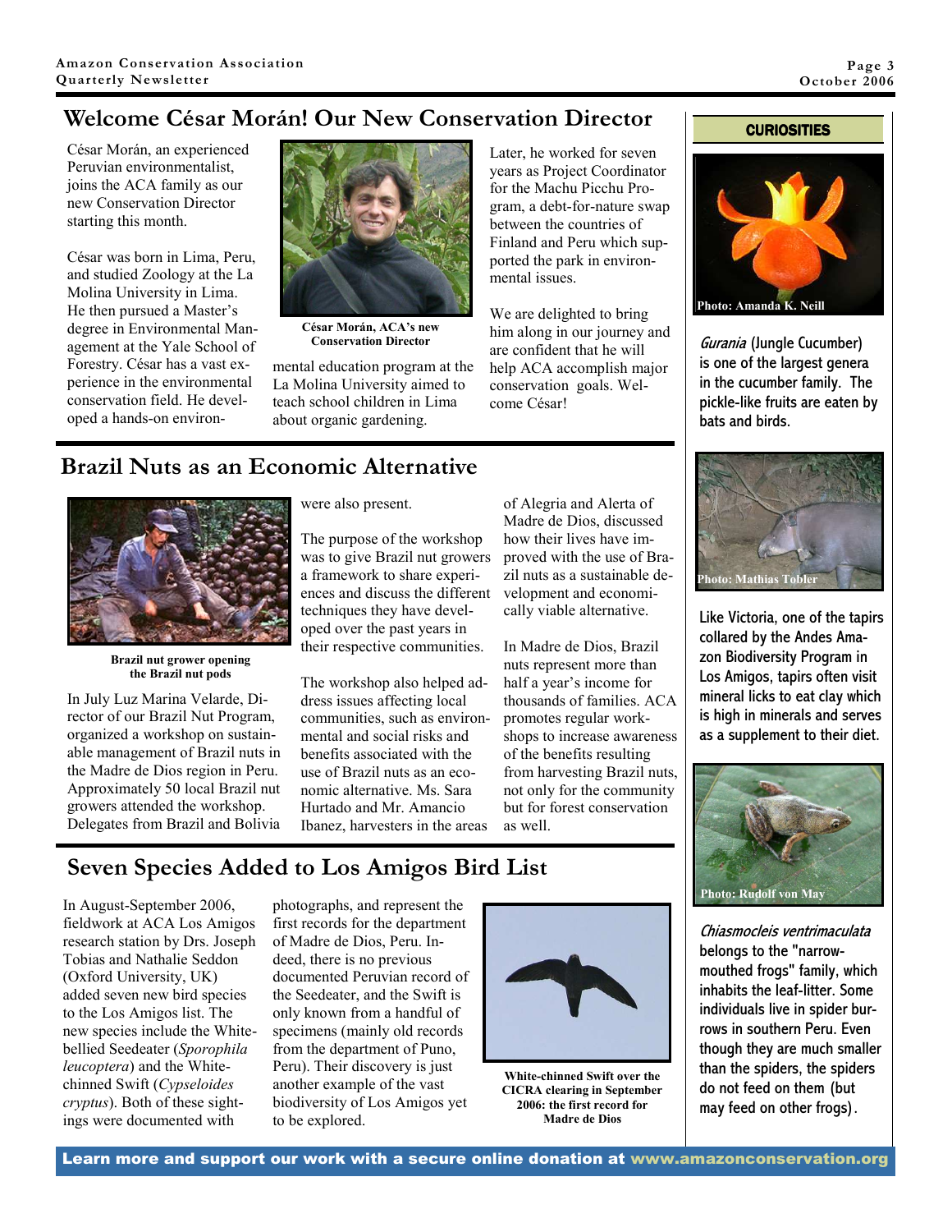## Welcome César Morán! Our New Conservation Director

César Morán, an experienced Peruvian environmentalist, joins the ACA family as our new Conservation Director starting this month.

César was born in Lima, Peru, and studied Zoology at the La Molina University in Lima. He then pursued a Master's degree in Environmental Management at the Yale School of Forestry. César has a vast experience in the environmental conservation field. He developed a hands-on environmental education program at the La Molina University aimed to teach school children in Lima about organic gardening.

**César Morán, ACA's new Conservation Director**

Later, he worked for seven years as Project Coordinator for the Machu Picchu Program, a debt-for-nature swap between the countries of Finland and Peru which supported the park in environmental issues.

We are delighted to bring him along in our journey and are confident that he will help ACA accomplish major conservation goals. Welcome César!

## Brazil Nuts as an Economic Alternative

**Brazil nut grower opening the Brazil nut pods**

In July Luz Marina Velarde, Director of our Brazil Nut Program, organized a workshop on sustainable management of Brazil nuts in the Madre de Dios region in Peru. Approximately 50 local Brazil nut growers attended the workshop. Delegates from Brazil and Bolivia were also present.

The purpose of the workshop was to give Brazil nut growers a framework to share experiences and discuss the different techniques they have developed over the past years in their respective communities.

The workshop also helped address issues affecting local communities, such as environmental and social risks and benefits associated with the use of Brazil nuts as an economic alternative. Ms. Sara Hurtado and Mr. Amancio Ibanez, harvesters in the areas of Alegria and Alerta of Madre de Dios, discussed how their lives have improved with the use of Brazil nuts as a sustainable development and economically viable alternative.

In Madre de Dios, Brazil nuts represent more than half a year's income for thousands of families. ACA promotes regular workshops to increase awareness of the benefits resulting from harvesting Brazil nuts, not only for the community but for forest conservation as well.

## Seven Species Added to Los Amigos Bird List

In August-September 2006, fieldwork at ACA Los Amigos research station by Drs. Joseph Tobias and Nathalie Seddon (Oxford University, UK) added seven new bird species to the Los Amigos list. The new species include the White-bellied Seedeater (*Sporophila leucoptera*) and the White-chinned Swift (*Cypseloides cryptus*). Both of these sightings were documented with photographs, and represent the first records for the department of Madre de Dios, Peru. Indeed, there is no previous documented Peruvian record of the Seedeater, and the Swift is only known from a handful of specimens (mainly old records from the department of Puno, Peru). Their discovery is just another example of the vast biodiversity of Los Amigos yet to be explored.

**White-chinned Swift over the CICRA clearing in September 2006: the first record for Madre de Dios**

### CURIOSITIES

Photo: Amanda K. Neill

*Gurania* (Jungle Cucumber) is one of the largest genera in the cucumber family. The pickle-like fruits are eaten by bats and birds.

Photo: Mathias Tobler

Like Victoria, one of the tapirs collared by the Andes Amazon Biodiversity Program in Los Amigos, tapirs often visit mineral licks to eat clay which is high in minerals and serves as a supplement to their diet.

Photo: Rudolf von May

*Chiasmocleis ventrimaculata* belongs to the "narrow-mouthed frogs" family, which inhabits the leaf-litter. Some individuals live in spider burrows in southern Peru. Even though they are much smaller than the spiders, the spiders do not feed on them (but may feed on other frogs).

**Learn more and support our work with a secure online donation at www.amazonconservation.org**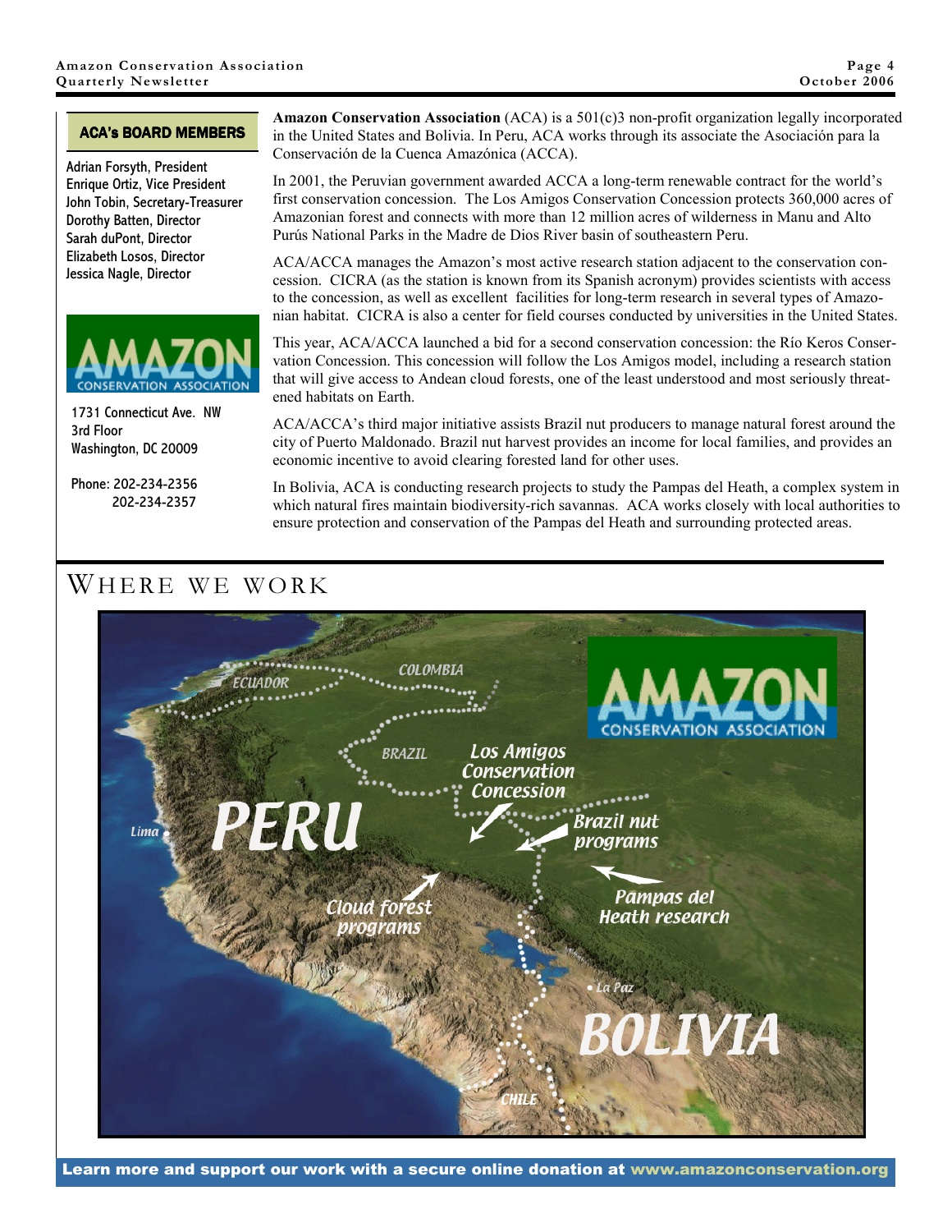### ACA's BOARD MEMBERS

Adrian Forsyth, President
Enrique Ortiz, Vice President
John Tobin, Secretary-Treasurer
Dorothy Batten, Director
Sarah duPont, Director
Elizabeth Losos, Director
Jessica Nagle, Director

AMAZON CONSERVATION ASSOCIATION

1731 Connecticut Ave. NW
3rd Floor
Washington, DC 20009

Phone: 202-234-2356
202-234-2357

**Amazon Conservation Association** (ACA) is a 501(c)3 non-profit organization legally incorporated in the United States and Bolivia. In Peru, ACA works through its associate the Asociación para la Conservación de la Cuenca Amazónica (ACCA).

In 2001, the Peruvian government awarded ACCA a long-term renewable contract for the world's first conservation concession. The Los Amigos Conservation Concession protects 360,000 acres of Amazonian forest and connects with more than 12 million acres of wilderness in Manu and Alto Purús National Parks in the Madre de Dios River basin of southeastern Peru.

ACA/ACCA manages the Amazon's most active research station adjacent to the conservation concession. CICRA (as the station is known from its Spanish acronym) provides scientists with access to the concession, as well as excellent facilities for long-term research in several types of Amazonian habitat. CICRA is also a center for field courses conducted by universities in the United States.

This year, ACA/ACCA launched a bid for a second conservation concession: the Río Keros Conservation Concession. This concession will follow the Los Amigos model, including a research station that will give access to Andean cloud forests, one of the least understood and most seriously threatened habitats on Earth.

ACA/ACCA's third major initiative assists Brazil nut producers to manage natural forest around the city of Puerto Maldonado. Brazil nut harvest provides an income for local families, and provides an economic incentive to avoid clearing forested land for other uses.

In Bolivia, ACA is conducting research projects to study the Pampas del Heath, a complex system in which natural fires maintain biodiversity-rich savannas. ACA works closely with local authorities to ensure protection and conservation of the Pampas del Heath and surrounding protected areas.

## WHERE WE WORK

ECUADOR
COLOMBIA
BRAZIL
PERU
Lima
Los Amigos Conservation Concession
Brazil nut programs
Cloud forest programs
Pampas del Heath research
La Paz
BOLIVIA
CHILE
AMAZON CONSERVATION ASSOCIATION

**Learn more and support our work with a secure online donation at www.amazonconservation.org**